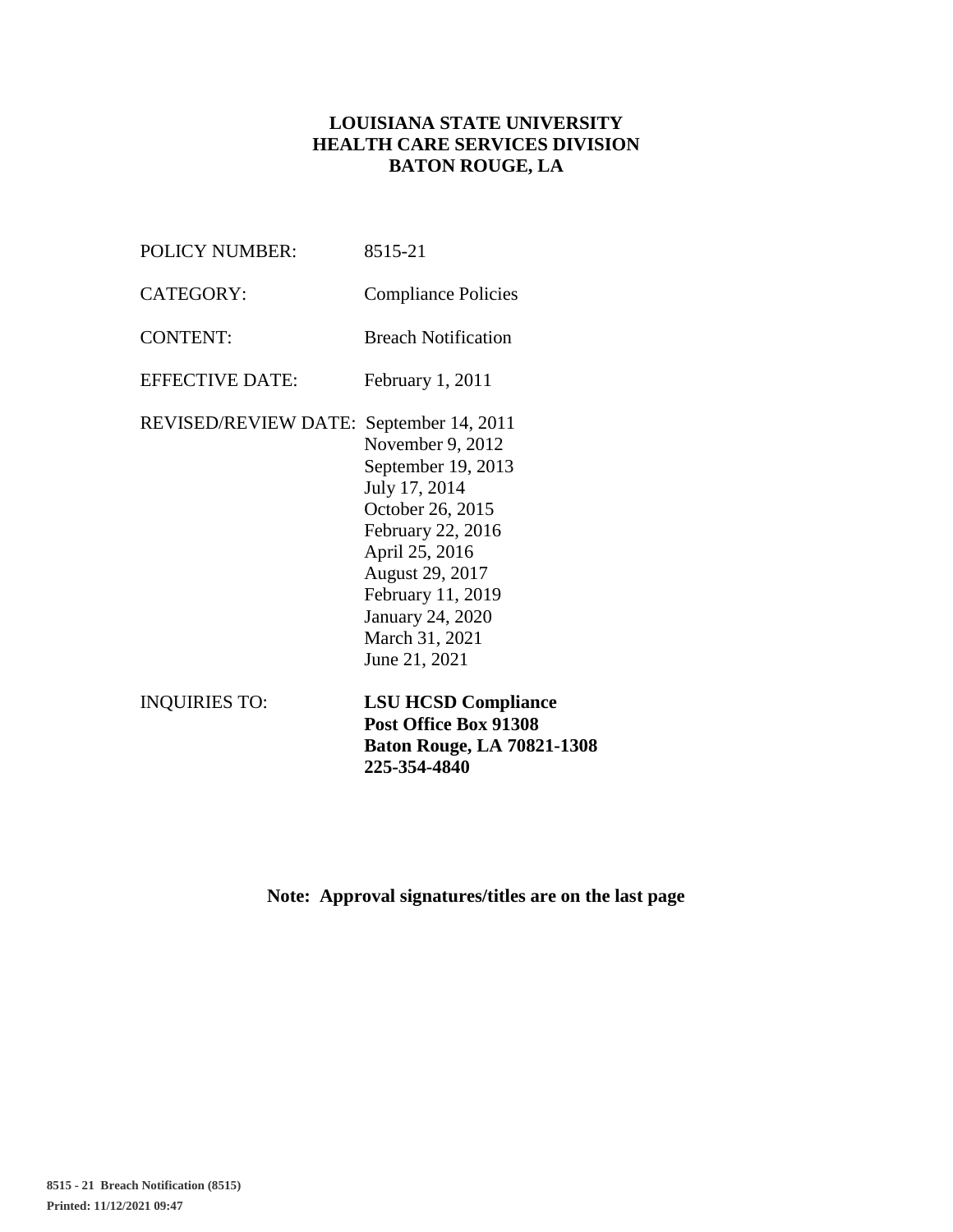**LOUISIANA STATE UNIVERSITY**
**HEALTH CARE SERVICES DIVISION**
**BATON ROUGE, LA**

POLICY NUMBER: 8515-21

CATEGORY: Compliance Policies

CONTENT: Breach Notification

EFFECTIVE DATE: February 1, 2011

REVISED/REVIEW DATE: September 14, 2011
November 9, 2012
September 19, 2013
July 17, 2014
October 26, 2015
February 22, 2016
April 25, 2016
August 29, 2017
February 11, 2019
January 24, 2020
March 31, 2021
June 21, 2021

INQUIRIES TO: **LSU HCSD Compliance**
**Post Office Box 91308**
**Baton Rouge, LA 70821-1308**
**225-354-4840**

**Note: Approval signatures/titles are on the last page**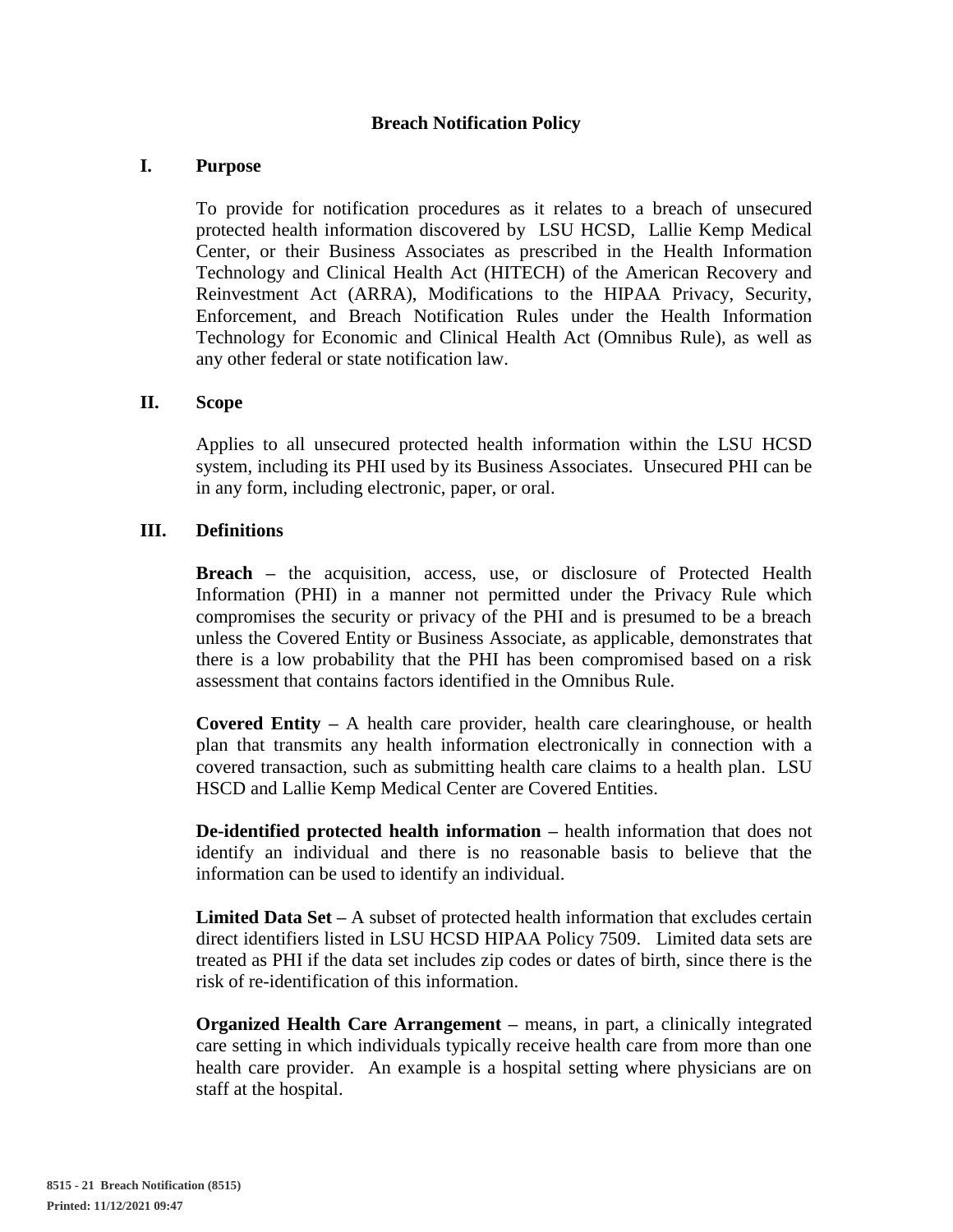## Breach Notification Policy

### I. Purpose

To provide for notification procedures as it relates to a breach of unsecured protected health information discovered by LSU HCSD, Lallie Kemp Medical Center, or their Business Associates as prescribed in the Health Information Technology and Clinical Health Act (HITECH) of the American Recovery and Reinvestment Act (ARRA), Modifications to the HIPAA Privacy, Security, Enforcement, and Breach Notification Rules under the Health Information Technology for Economic and Clinical Health Act (Omnibus Rule), as well as any other federal or state notification law.

### II. Scope

Applies to all unsecured protected health information within the LSU HCSD system, including its PHI used by its Business Associates. Unsecured PHI can be in any form, including electronic, paper, or oral.

### III. Definitions

**Breach –** the acquisition, access, use, or disclosure of Protected Health Information (PHI) in a manner not permitted under the Privacy Rule which compromises the security or privacy of the PHI and is presumed to be a breach unless the Covered Entity or Business Associate, as applicable, demonstrates that there is a low probability that the PHI has been compromised based on a risk assessment that contains factors identified in the Omnibus Rule.

**Covered Entity –** A health care provider, health care clearinghouse, or health plan that transmits any health information electronically in connection with a covered transaction, such as submitting health care claims to a health plan. LSU HSCD and Lallie Kemp Medical Center are Covered Entities.

**De-identified protected health information –** health information that does not identify an individual and there is no reasonable basis to believe that the information can be used to identify an individual.

**Limited Data Set –** A subset of protected health information that excludes certain direct identifiers listed in LSU HCSD HIPAA Policy 7509. Limited data sets are treated as PHI if the data set includes zip codes or dates of birth, since there is the risk of re-identification of this information.

**Organized Health Care Arrangement –** means, in part, a clinically integrated care setting in which individuals typically receive health care from more than one health care provider. An example is a hospital setting where physicians are on staff at the hospital.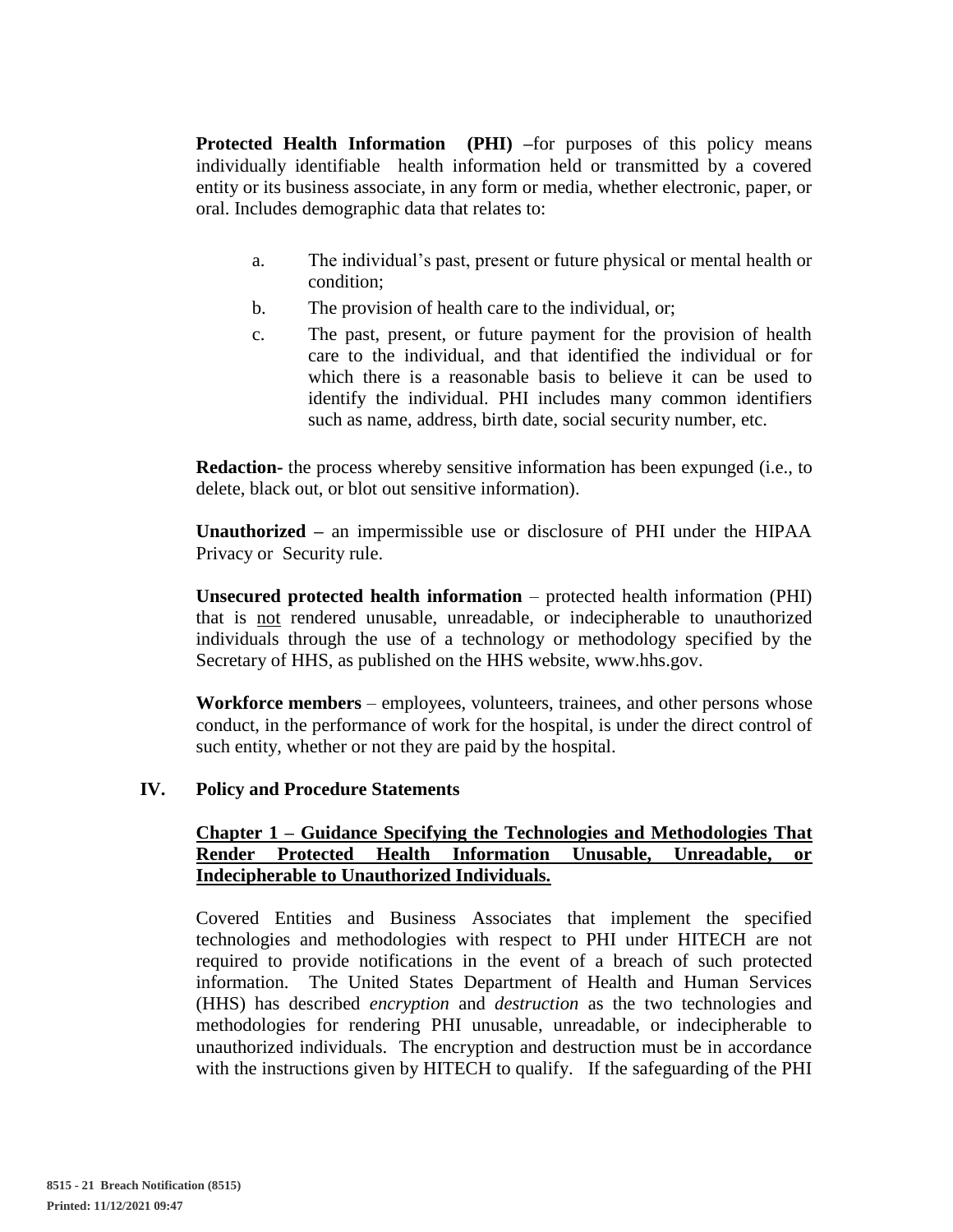**Protected Health Information (PHI)** –for purposes of this policy means individually identifiable health information held or transmitted by a covered entity or its business associate, in any form or media, whether electronic, paper, or oral. Includes demographic data that relates to:

a. The individual's past, present or future physical or mental health or condition;

b. The provision of health care to the individual, or;

c. The past, present, or future payment for the provision of health care to the individual, and that identified the individual or for which there is a reasonable basis to believe it can be used to identify the individual. PHI includes many common identifiers such as name, address, birth date, social security number, etc.

**Redaction-** the process whereby sensitive information has been expunged (i.e., to delete, black out, or blot out sensitive information).

**Unauthorized –** an impermissible use or disclosure of PHI under the HIPAA Privacy or Security rule.

**Unsecured protected health information** – protected health information (PHI) that is not rendered unusable, unreadable, or indecipherable to unauthorized individuals through the use of a technology or methodology specified by the Secretary of HHS, as published on the HHS website, www.hhs.gov.

**Workforce members** – employees, volunteers, trainees, and other persons whose conduct, in the performance of work for the hospital, is under the direct control of such entity, whether or not they are paid by the hospital.

## IV. Policy and Procedure Statements

### Chapter 1 – Guidance Specifying the Technologies and Methodologies That Render Protected Health Information Unusable, Unreadable, or Indecipherable to Unauthorized Individuals.

Covered Entities and Business Associates that implement the specified technologies and methodologies with respect to PHI under HITECH are not required to provide notifications in the event of a breach of such protected information. The United States Department of Health and Human Services (HHS) has described *encryption* and *destruction* as the two technologies and methodologies for rendering PHI unusable, unreadable, or indecipherable to unauthorized individuals. The encryption and destruction must be in accordance with the instructions given by HITECH to qualify. If the safeguarding of the PHI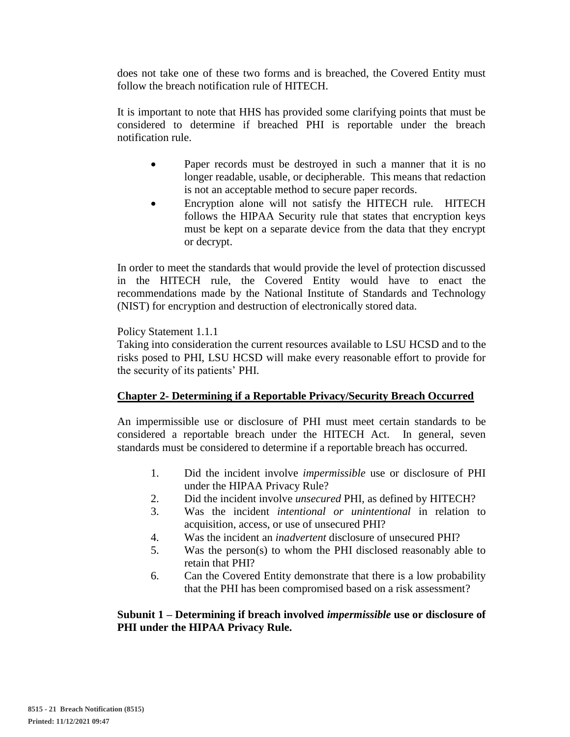does not take one of these two forms and is breached, the Covered Entity must follow the breach notification rule of HITECH.

It is important to note that HHS has provided some clarifying points that must be considered to determine if breached PHI is reportable under the breach notification rule.

- Paper records must be destroyed in such a manner that it is no longer readable, usable, or decipherable. This means that redaction is not an acceptable method to secure paper records.
- Encryption alone will not satisfy the HITECH rule. HITECH follows the HIPAA Security rule that states that encryption keys must be kept on a separate device from the data that they encrypt or decrypt.

In order to meet the standards that would provide the level of protection discussed in the HITECH rule, the Covered Entity would have to enact the recommendations made by the National Institute of Standards and Technology (NIST) for encryption and destruction of electronically stored data.

Policy Statement 1.1.1
Taking into consideration the current resources available to LSU HCSD and to the risks posed to PHI, LSU HCSD will make every reasonable effort to provide for the security of its patients' PHI.

## Chapter 2- Determining if a Reportable Privacy/Security Breach Occurred

An impermissible use or disclosure of PHI must meet certain standards to be considered a reportable breach under the HITECH Act. In general, seven standards must be considered to determine if a reportable breach has occurred.

1. Did the incident involve *impermissible* use or disclosure of PHI under the HIPAA Privacy Rule?
2. Did the incident involve *unsecured* PHI, as defined by HITECH?
3. Was the incident *intentional or unintentional* in relation to acquisition, access, or use of unsecured PHI?
4. Was the incident an *inadvertent* disclosure of unsecured PHI?
5. Was the person(s) to whom the PHI disclosed reasonably able to retain that PHI?
6. Can the Covered Entity demonstrate that there is a low probability that the PHI has been compromised based on a risk assessment?

### Subunit 1 – Determining if breach involved *impermissible* use or disclosure of PHI under the HIPAA Privacy Rule.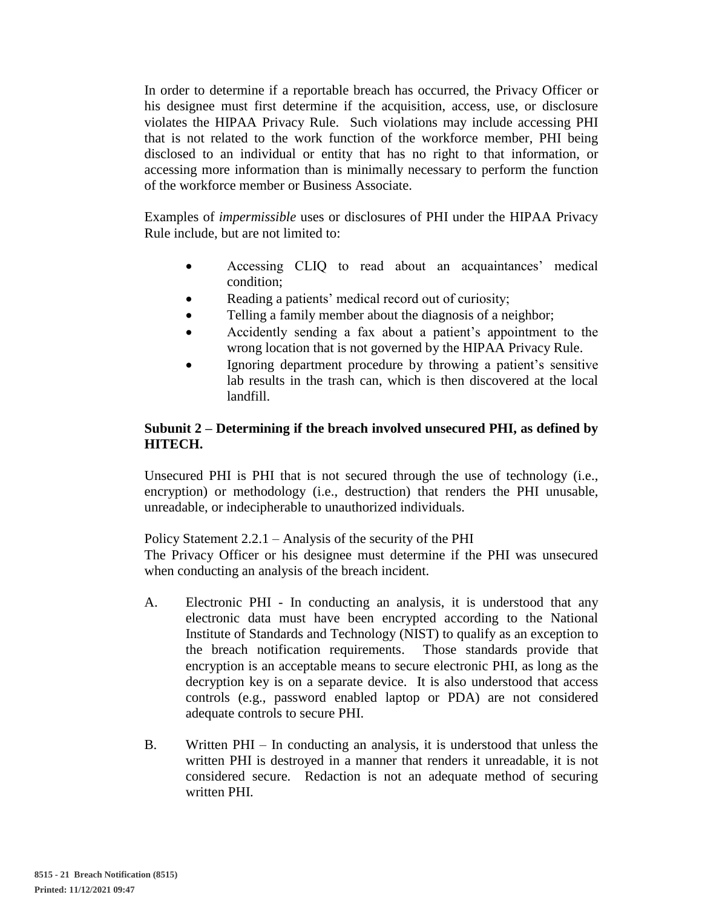In order to determine if a reportable breach has occurred, the Privacy Officer or his designee must first determine if the acquisition, access, use, or disclosure violates the HIPAA Privacy Rule. Such violations may include accessing PHI that is not related to the work function of the workforce member, PHI being disclosed to an individual or entity that has no right to that information, or accessing more information than is minimally necessary to perform the function of the workforce member or Business Associate.

Examples of *impermissible* uses or disclosures of PHI under the HIPAA Privacy Rule include, but are not limited to:

- Accessing CLIQ to read about an acquaintances' medical condition;
- Reading a patients' medical record out of curiosity;
- Telling a family member about the diagnosis of a neighbor;
- Accidently sending a fax about a patient's appointment to the wrong location that is not governed by the HIPAA Privacy Rule.
- Ignoring department procedure by throwing a patient's sensitive lab results in the trash can, which is then discovered at the local landfill.

**Subunit 2 – Determining if the breach involved unsecured PHI, as defined by HITECH.**

Unsecured PHI is PHI that is not secured through the use of technology (i.e., encryption) or methodology (i.e., destruction) that renders the PHI unusable, unreadable, or indecipherable to unauthorized individuals.

Policy Statement 2.2.1 – Analysis of the security of the PHI
The Privacy Officer or his designee must determine if the PHI was unsecured when conducting an analysis of the breach incident.

A. Electronic PHI - In conducting an analysis, it is understood that any electronic data must have been encrypted according to the National Institute of Standards and Technology (NIST) to qualify as an exception to the breach notification requirements. Those standards provide that encryption is an acceptable means to secure electronic PHI, as long as the decryption key is on a separate device. It is also understood that access controls (e.g., password enabled laptop or PDA) are not considered adequate controls to secure PHI.

B. Written PHI – In conducting an analysis, it is understood that unless the written PHI is destroyed in a manner that renders it unreadable, it is not considered secure. Redaction is not an adequate method of securing written PHI.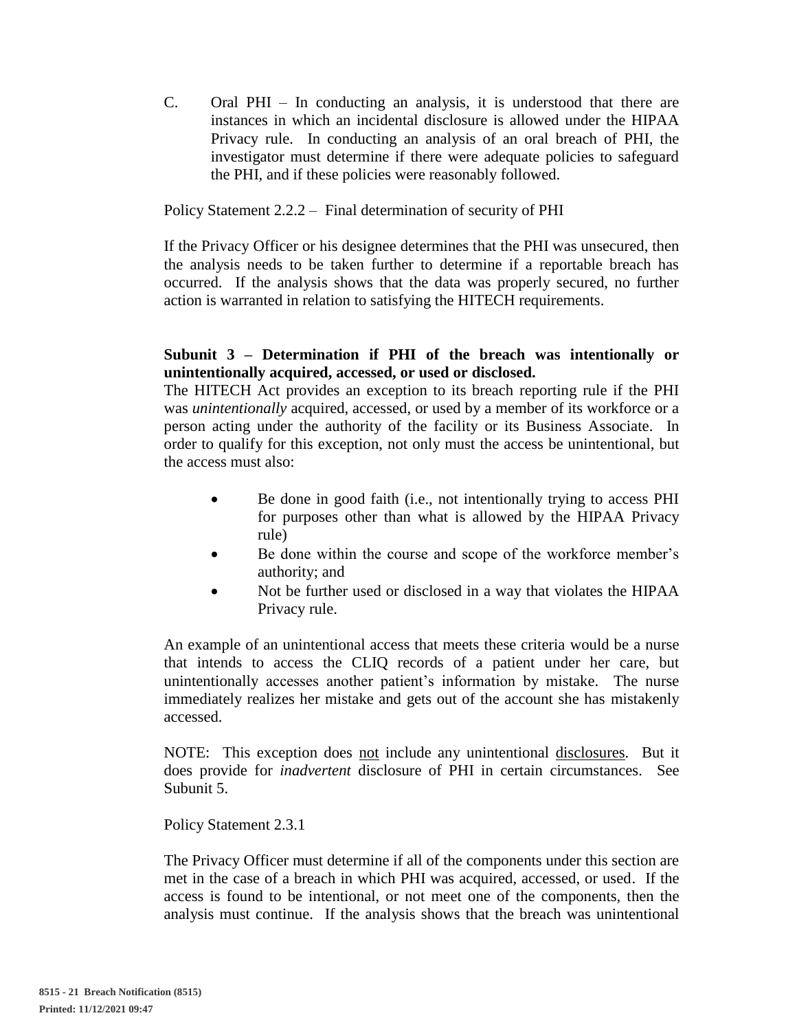C. Oral PHI – In conducting an analysis, it is understood that there are instances in which an incidental disclosure is allowed under the HIPAA Privacy rule. In conducting an analysis of an oral breach of PHI, the investigator must determine if there were adequate policies to safeguard the PHI, and if these policies were reasonably followed.

Policy Statement 2.2.2 – Final determination of security of PHI

If the Privacy Officer or his designee determines that the PHI was unsecured, then the analysis needs to be taken further to determine if a reportable breach has occurred. If the analysis shows that the data was properly secured, no further action is warranted in relation to satisfying the HITECH requirements.

**Subunit 3 – Determination if PHI of the breach was intentionally or unintentionally acquired, accessed, or used or disclosed.**

The HITECH Act provides an exception to its breach reporting rule if the PHI was *unintentionally* acquired, accessed, or used by a member of its workforce or a person acting under the authority of the facility or its Business Associate. In order to qualify for this exception, not only must the access be unintentional, but the access must also:

- Be done in good faith (i.e., not intentionally trying to access PHI for purposes other than what is allowed by the HIPAA Privacy rule)
- Be done within the course and scope of the workforce member's authority; and
- Not be further used or disclosed in a way that violates the HIPAA Privacy rule.

An example of an unintentional access that meets these criteria would be a nurse that intends to access the CLIQ records of a patient under her care, but unintentionally accesses another patient's information by mistake. The nurse immediately realizes her mistake and gets out of the account she has mistakenly accessed.

NOTE: This exception does <u>not</u> include any unintentional <u>disclosures</u>. But it does provide for *inadvertent* disclosure of PHI in certain circumstances. See Subunit 5.

Policy Statement 2.3.1

The Privacy Officer must determine if all of the components under this section are met in the case of a breach in which PHI was acquired, accessed, or used. If the access is found to be intentional, or not meet one of the components, then the analysis must continue. If the analysis shows that the breach was unintentional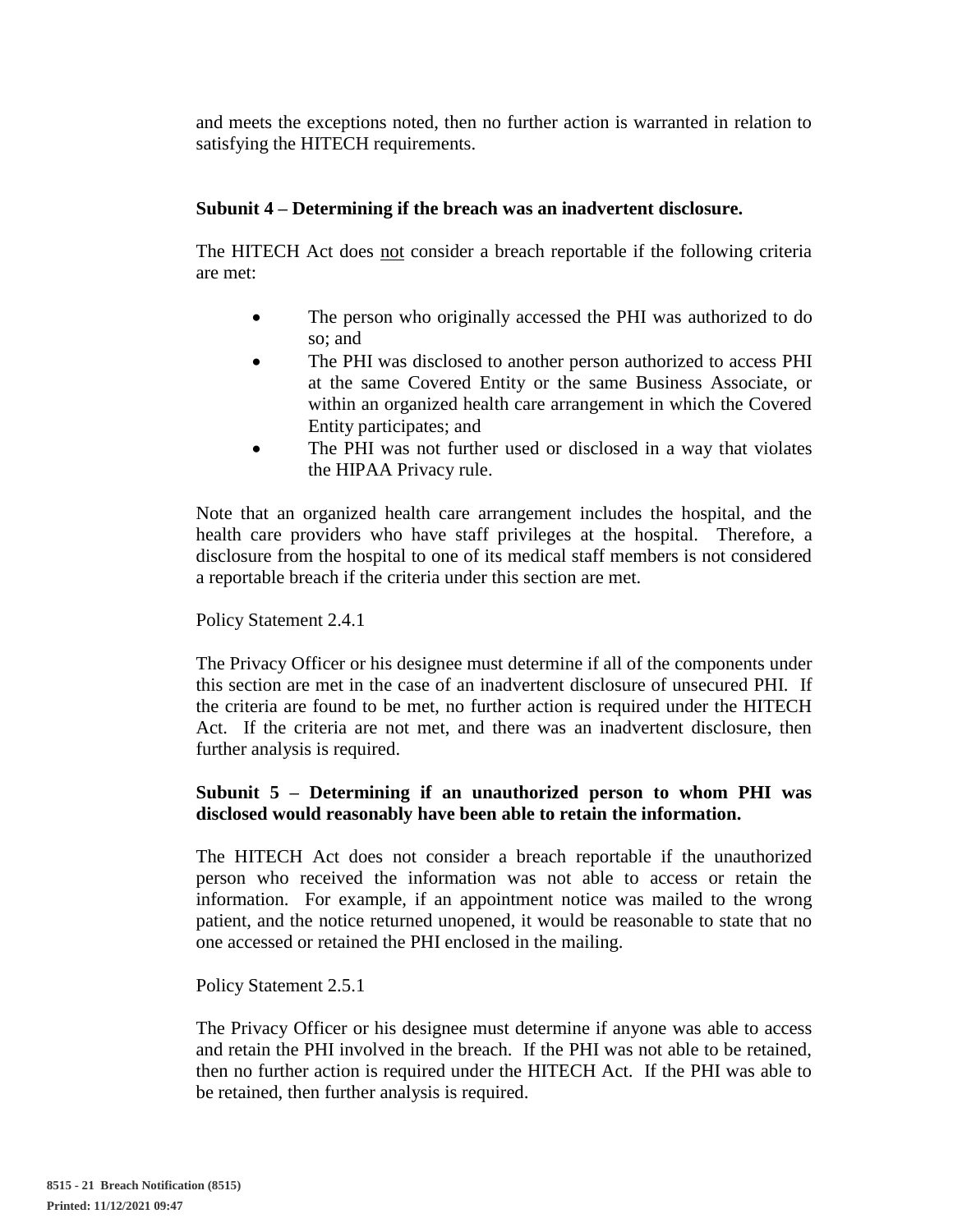and meets the exceptions noted, then no further action is warranted in relation to satisfying the HITECH requirements.

**Subunit 4 – Determining if the breach was an inadvertent disclosure.**

The HITECH Act does not consider a breach reportable if the following criteria are met:

- The person who originally accessed the PHI was authorized to do so; and
- The PHI was disclosed to another person authorized to access PHI at the same Covered Entity or the same Business Associate, or within an organized health care arrangement in which the Covered Entity participates; and
- The PHI was not further used or disclosed in a way that violates the HIPAA Privacy rule.

Note that an organized health care arrangement includes the hospital, and the health care providers who have staff privileges at the hospital. Therefore, a disclosure from the hospital to one of its medical staff members is not considered a reportable breach if the criteria under this section are met.

Policy Statement 2.4.1

The Privacy Officer or his designee must determine if all of the components under this section are met in the case of an inadvertent disclosure of unsecured PHI. If the criteria are found to be met, no further action is required under the HITECH Act. If the criteria are not met, and there was an inadvertent disclosure, then further analysis is required.

**Subunit 5 – Determining if an unauthorized person to whom PHI was disclosed would reasonably have been able to retain the information.**

The HITECH Act does not consider a breach reportable if the unauthorized person who received the information was not able to access or retain the information. For example, if an appointment notice was mailed to the wrong patient, and the notice returned unopened, it would be reasonable to state that no one accessed or retained the PHI enclosed in the mailing.

Policy Statement 2.5.1

The Privacy Officer or his designee must determine if anyone was able to access and retain the PHI involved in the breach. If the PHI was not able to be retained, then no further action is required under the HITECH Act. If the PHI was able to be retained, then further analysis is required.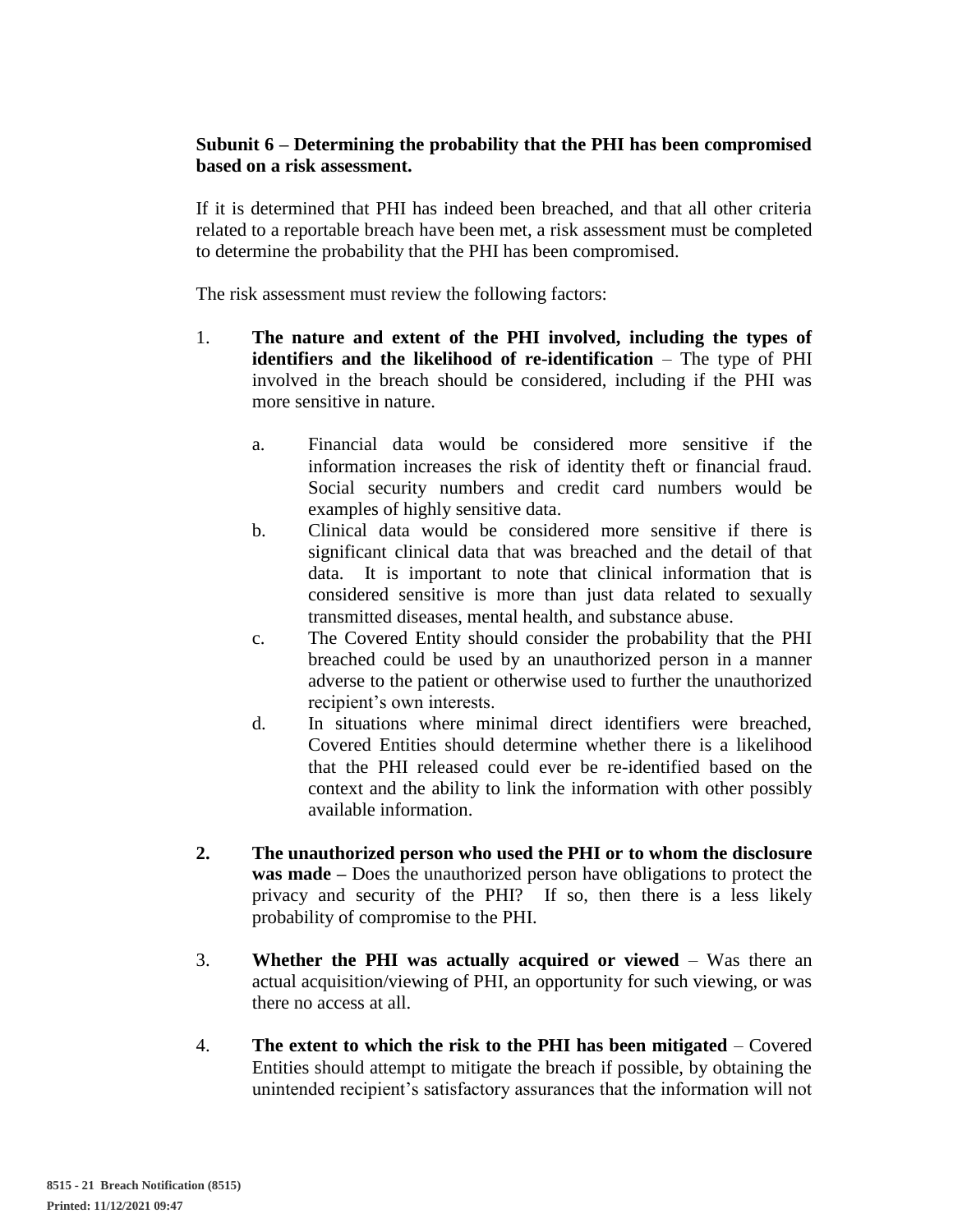**Subunit 6 – Determining the probability that the PHI has been compromised based on a risk assessment.**

If it is determined that PHI has indeed been breached, and that all other criteria related to a reportable breach have been met, a risk assessment must be completed to determine the probability that the PHI has been compromised.

The risk assessment must review the following factors:

1. **The nature and extent of the PHI involved, including the types of identifiers and the likelihood of re-identification** – The type of PHI involved in the breach should be considered, including if the PHI was more sensitive in nature.

   a. Financial data would be considered more sensitive if the information increases the risk of identity theft or financial fraud. Social security numbers and credit card numbers would be examples of highly sensitive data.

   b. Clinical data would be considered more sensitive if there is significant clinical data that was breached and the detail of that data. It is important to note that clinical information that is considered sensitive is more than just data related to sexually transmitted diseases, mental health, and substance abuse.

   c. The Covered Entity should consider the probability that the PHI breached could be used by an unauthorized person in a manner adverse to the patient or otherwise used to further the unauthorized recipient's own interests.

   d. In situations where minimal direct identifiers were breached, Covered Entities should determine whether there is a likelihood that the PHI released could ever be re-identified based on the context and the ability to link the information with other possibly available information.

2. **The unauthorized person who used the PHI or to whom the disclosure was made –** Does the unauthorized person have obligations to protect the privacy and security of the PHI? If so, then there is a less likely probability of compromise to the PHI.

3. **Whether the PHI was actually acquired or viewed** – Was there an actual acquisition/viewing of PHI, an opportunity for such viewing, or was there no access at all.

4. **The extent to which the risk to the PHI has been mitigated** – Covered Entities should attempt to mitigate the breach if possible, by obtaining the unintended recipient's satisfactory assurances that the information will not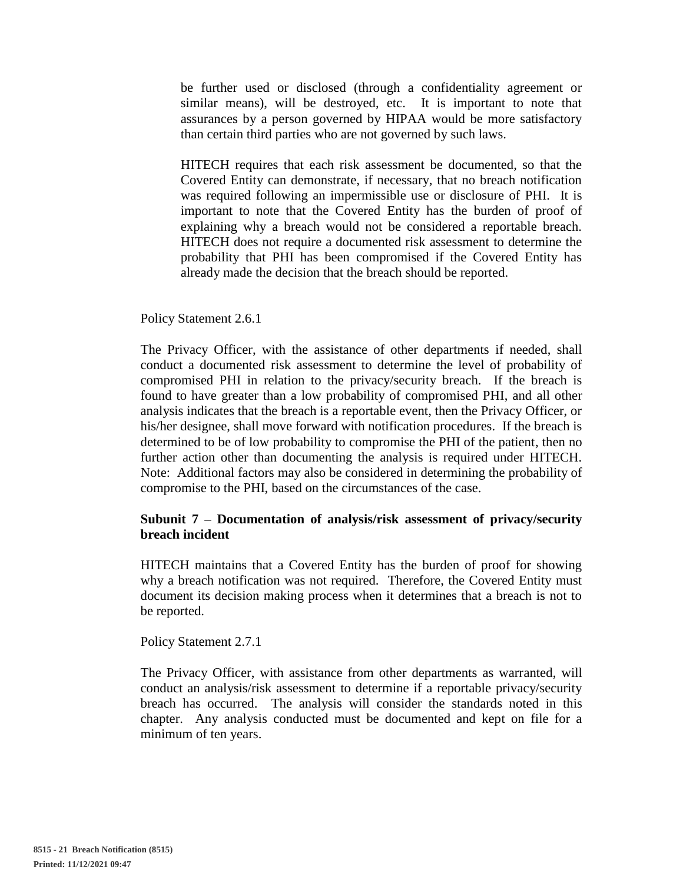be further used or disclosed (through a confidentiality agreement or similar means), will be destroyed, etc. It is important to note that assurances by a person governed by HIPAA would be more satisfactory than certain third parties who are not governed by such laws.

HITECH requires that each risk assessment be documented, so that the Covered Entity can demonstrate, if necessary, that no breach notification was required following an impermissible use or disclosure of PHI. It is important to note that the Covered Entity has the burden of proof of explaining why a breach would not be considered a reportable breach. HITECH does not require a documented risk assessment to determine the probability that PHI has been compromised if the Covered Entity has already made the decision that the breach should be reported.

Policy Statement 2.6.1

The Privacy Officer, with the assistance of other departments if needed, shall conduct a documented risk assessment to determine the level of probability of compromised PHI in relation to the privacy/security breach. If the breach is found to have greater than a low probability of compromised PHI, and all other analysis indicates that the breach is a reportable event, then the Privacy Officer, or his/her designee, shall move forward with notification procedures. If the breach is determined to be of low probability to compromise the PHI of the patient, then no further action other than documenting the analysis is required under HITECH. Note: Additional factors may also be considered in determining the probability of compromise to the PHI, based on the circumstances of the case.

**Subunit 7 – Documentation of analysis/risk assessment of privacy/security breach incident**

HITECH maintains that a Covered Entity has the burden of proof for showing why a breach notification was not required. Therefore, the Covered Entity must document its decision making process when it determines that a breach is not to be reported.

Policy Statement 2.7.1

The Privacy Officer, with assistance from other departments as warranted, will conduct an analysis/risk assessment to determine if a reportable privacy/security breach has occurred. The analysis will consider the standards noted in this chapter. Any analysis conducted must be documented and kept on file for a minimum of ten years.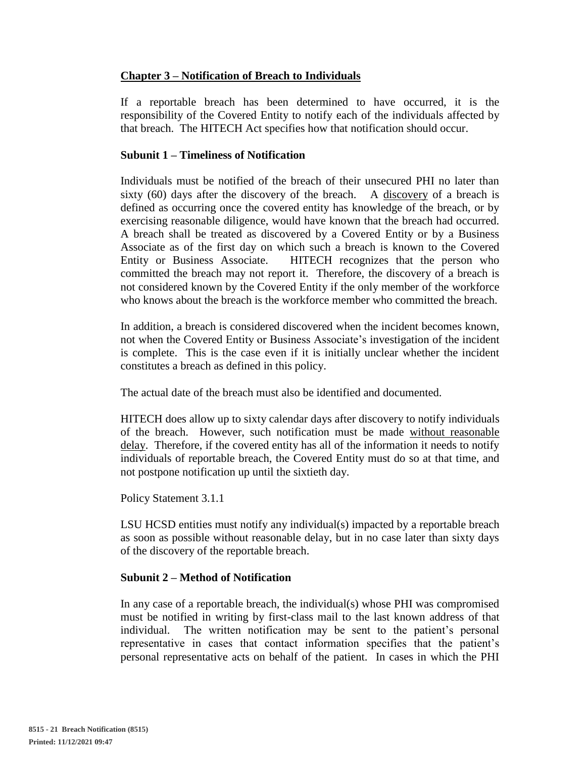## Chapter 3 – Notification of Breach to Individuals

If a reportable breach has been determined to have occurred, it is the responsibility of the Covered Entity to notify each of the individuals affected by that breach. The HITECH Act specifies how that notification should occur.

### Subunit 1 – Timeliness of Notification

Individuals must be notified of the breach of their unsecured PHI no later than sixty (60) days after the discovery of the breach. A discovery of a breach is defined as occurring once the covered entity has knowledge of the breach, or by exercising reasonable diligence, would have known that the breach had occurred. A breach shall be treated as discovered by a Covered Entity or by a Business Associate as of the first day on which such a breach is known to the Covered Entity or Business Associate. HITECH recognizes that the person who committed the breach may not report it. Therefore, the discovery of a breach is not considered known by the Covered Entity if the only member of the workforce who knows about the breach is the workforce member who committed the breach.

In addition, a breach is considered discovered when the incident becomes known, not when the Covered Entity or Business Associate's investigation of the incident is complete. This is the case even if it is initially unclear whether the incident constitutes a breach as defined in this policy.

The actual date of the breach must also be identified and documented.

HITECH does allow up to sixty calendar days after discovery to notify individuals of the breach. However, such notification must be made without reasonable delay. Therefore, if the covered entity has all of the information it needs to notify individuals of reportable breach, the Covered Entity must do so at that time, and not postpone notification up until the sixtieth day.

Policy Statement 3.1.1

LSU HCSD entities must notify any individual(s) impacted by a reportable breach as soon as possible without reasonable delay, but in no case later than sixty days of the discovery of the reportable breach.

### Subunit 2 – Method of Notification

In any case of a reportable breach, the individual(s) whose PHI was compromised must be notified in writing by first-class mail to the last known address of that individual. The written notification may be sent to the patient's personal representative in cases that contact information specifies that the patient's personal representative acts on behalf of the patient. In cases in which the PHI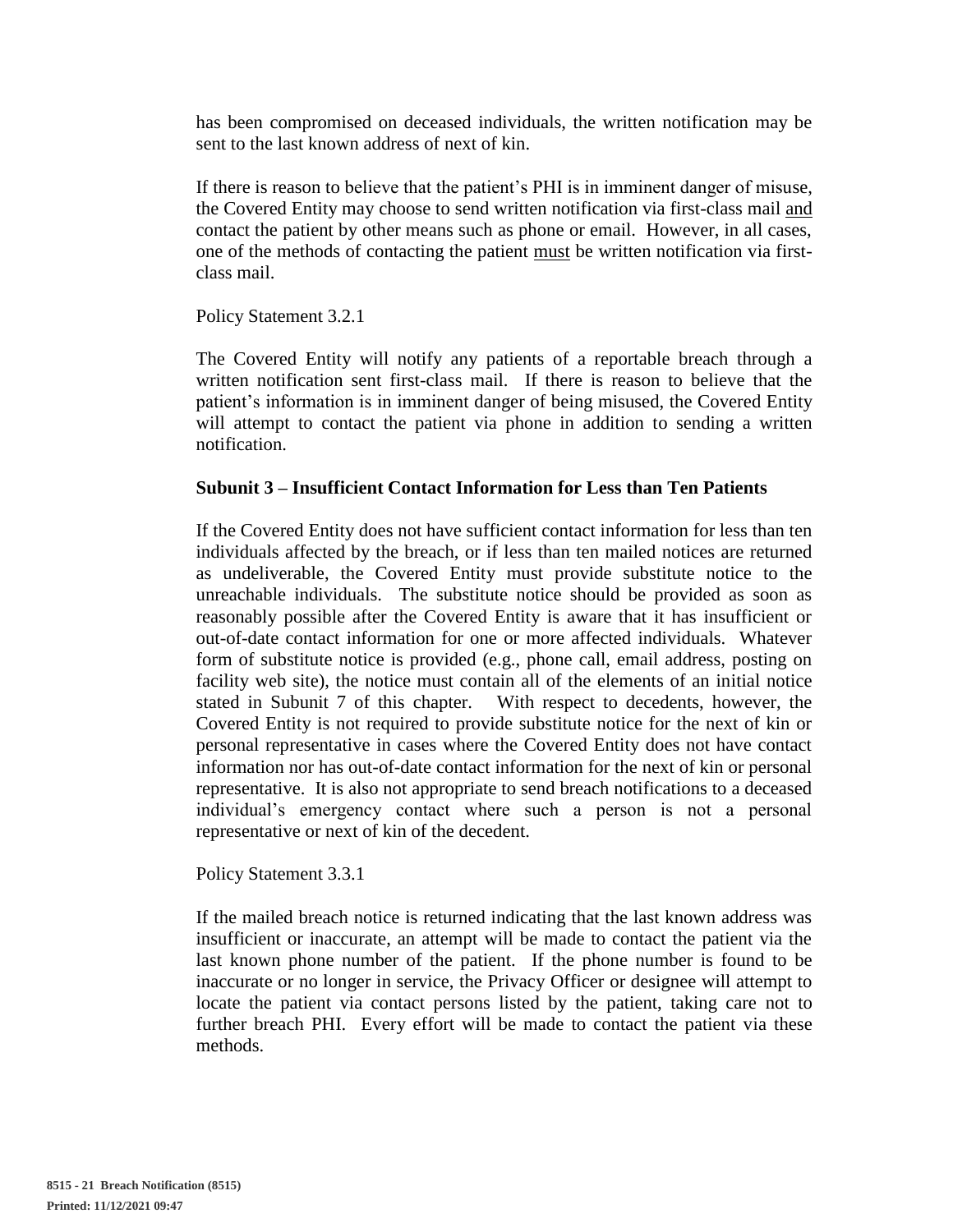has been compromised on deceased individuals, the written notification may be sent to the last known address of next of kin.

If there is reason to believe that the patient's PHI is in imminent danger of misuse, the Covered Entity may choose to send written notification via first-class mail <u>and</u> contact the patient by other means such as phone or email. However, in all cases, one of the methods of contacting the patient <u>must</u> be written notification via first-class mail.

Policy Statement 3.2.1

The Covered Entity will notify any patients of a reportable breach through a written notification sent first-class mail. If there is reason to believe that the patient's information is in imminent danger of being misused, the Covered Entity will attempt to contact the patient via phone in addition to sending a written notification.

**Subunit 3 – Insufficient Contact Information for Less than Ten Patients**

If the Covered Entity does not have sufficient contact information for less than ten individuals affected by the breach, or if less than ten mailed notices are returned as undeliverable, the Covered Entity must provide substitute notice to the unreachable individuals. The substitute notice should be provided as soon as reasonably possible after the Covered Entity is aware that it has insufficient or out-of-date contact information for one or more affected individuals. Whatever form of substitute notice is provided (e.g., phone call, email address, posting on facility web site), the notice must contain all of the elements of an initial notice stated in Subunit 7 of this chapter. With respect to decedents, however, the Covered Entity is not required to provide substitute notice for the next of kin or personal representative in cases where the Covered Entity does not have contact information nor has out-of-date contact information for the next of kin or personal representative. It is also not appropriate to send breach notifications to a deceased individual's emergency contact where such a person is not a personal representative or next of kin of the decedent.

Policy Statement 3.3.1

If the mailed breach notice is returned indicating that the last known address was insufficient or inaccurate, an attempt will be made to contact the patient via the last known phone number of the patient. If the phone number is found to be inaccurate or no longer in service, the Privacy Officer or designee will attempt to locate the patient via contact persons listed by the patient, taking care not to further breach PHI. Every effort will be made to contact the patient via these methods.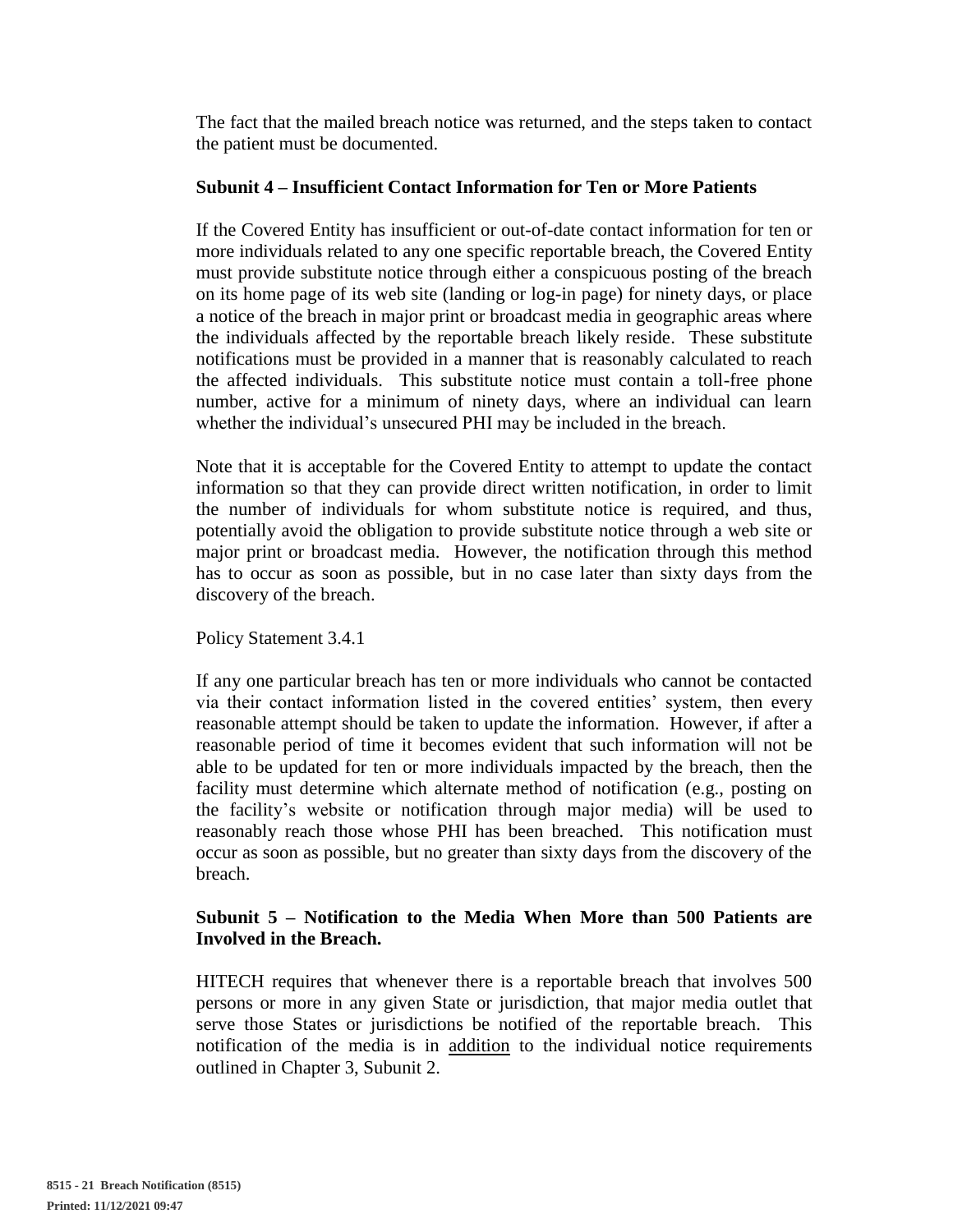The fact that the mailed breach notice was returned, and the steps taken to contact the patient must be documented.

**Subunit 4 – Insufficient Contact Information for Ten or More Patients**

If the Covered Entity has insufficient or out-of-date contact information for ten or more individuals related to any one specific reportable breach, the Covered Entity must provide substitute notice through either a conspicuous posting of the breach on its home page of its web site (landing or log-in page) for ninety days, or place a notice of the breach in major print or broadcast media in geographic areas where the individuals affected by the reportable breach likely reside. These substitute notifications must be provided in a manner that is reasonably calculated to reach the affected individuals. This substitute notice must contain a toll-free phone number, active for a minimum of ninety days, where an individual can learn whether the individual's unsecured PHI may be included in the breach.

Note that it is acceptable for the Covered Entity to attempt to update the contact information so that they can provide direct written notification, in order to limit the number of individuals for whom substitute notice is required, and thus, potentially avoid the obligation to provide substitute notice through a web site or major print or broadcast media. However, the notification through this method has to occur as soon as possible, but in no case later than sixty days from the discovery of the breach.

Policy Statement 3.4.1

If any one particular breach has ten or more individuals who cannot be contacted via their contact information listed in the covered entities' system, then every reasonable attempt should be taken to update the information. However, if after a reasonable period of time it becomes evident that such information will not be able to be updated for ten or more individuals impacted by the breach, then the facility must determine which alternate method of notification (e.g., posting on the facility's website or notification through major media) will be used to reasonably reach those whose PHI has been breached. This notification must occur as soon as possible, but no greater than sixty days from the discovery of the breach.

**Subunit 5 – Notification to the Media When More than 500 Patients are Involved in the Breach.**

HITECH requires that whenever there is a reportable breach that involves 500 persons or more in any given State or jurisdiction, that major media outlet that serve those States or jurisdictions be notified of the reportable breach. This notification of the media is in <u>addition</u> to the individual notice requirements outlined in Chapter 3, Subunit 2.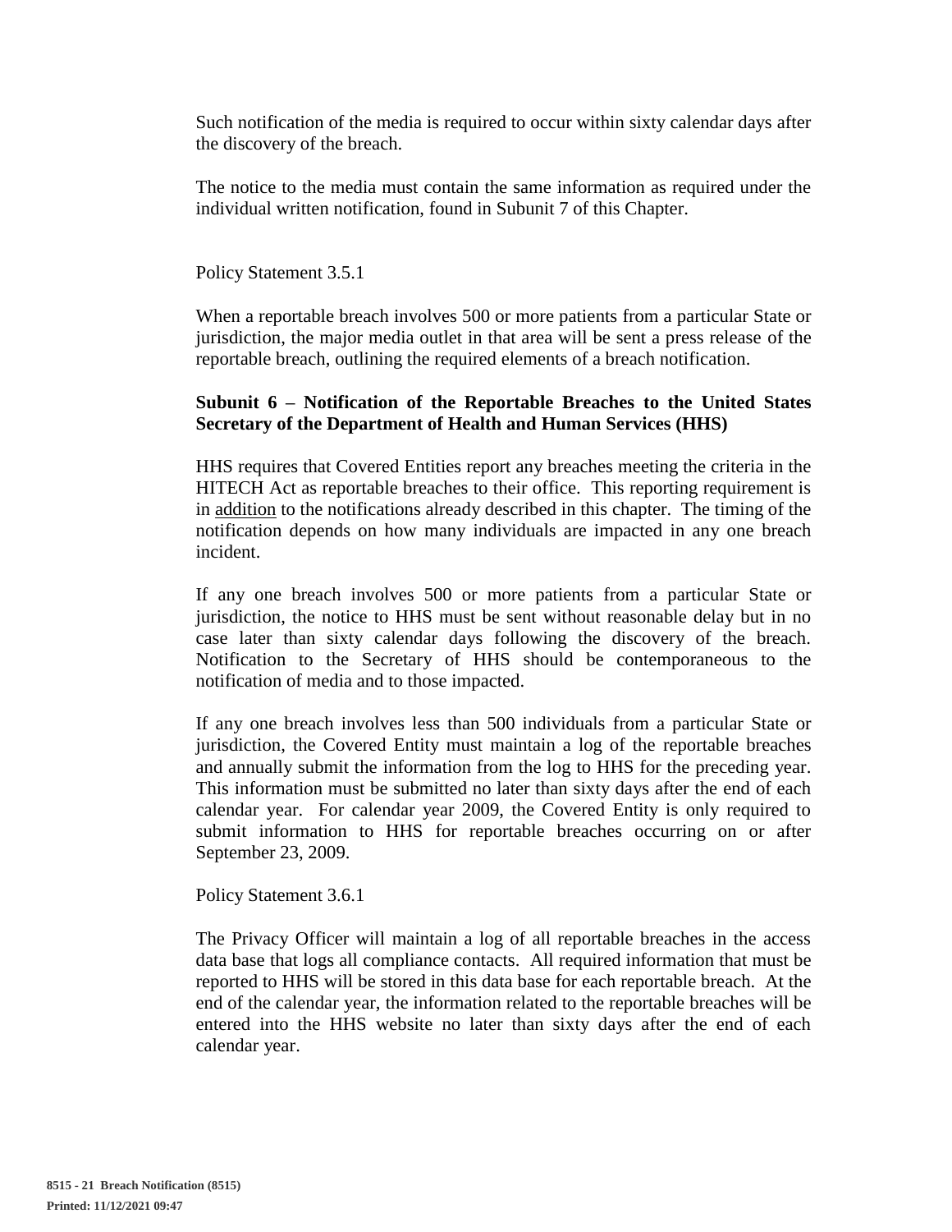Such notification of the media is required to occur within sixty calendar days after the discovery of the breach.

The notice to the media must contain the same information as required under the individual written notification, found in Subunit 7 of this Chapter.

Policy Statement 3.5.1

When a reportable breach involves 500 or more patients from a particular State or jurisdiction, the major media outlet in that area will be sent a press release of the reportable breach, outlining the required elements of a breach notification.

**Subunit 6 – Notification of the Reportable Breaches to the United States Secretary of the Department of Health and Human Services (HHS)**

HHS requires that Covered Entities report any breaches meeting the criteria in the HITECH Act as reportable breaches to their office. This reporting requirement is in addition to the notifications already described in this chapter. The timing of the notification depends on how many individuals are impacted in any one breach incident.

If any one breach involves 500 or more patients from a particular State or jurisdiction, the notice to HHS must be sent without reasonable delay but in no case later than sixty calendar days following the discovery of the breach. Notification to the Secretary of HHS should be contemporaneous to the notification of media and to those impacted.

If any one breach involves less than 500 individuals from a particular State or jurisdiction, the Covered Entity must maintain a log of the reportable breaches and annually submit the information from the log to HHS for the preceding year. This information must be submitted no later than sixty days after the end of each calendar year. For calendar year 2009, the Covered Entity is only required to submit information to HHS for reportable breaches occurring on or after September 23, 2009.

Policy Statement 3.6.1

The Privacy Officer will maintain a log of all reportable breaches in the access data base that logs all compliance contacts. All required information that must be reported to HHS will be stored in this data base for each reportable breach. At the end of the calendar year, the information related to the reportable breaches will be entered into the HHS website no later than sixty days after the end of each calendar year.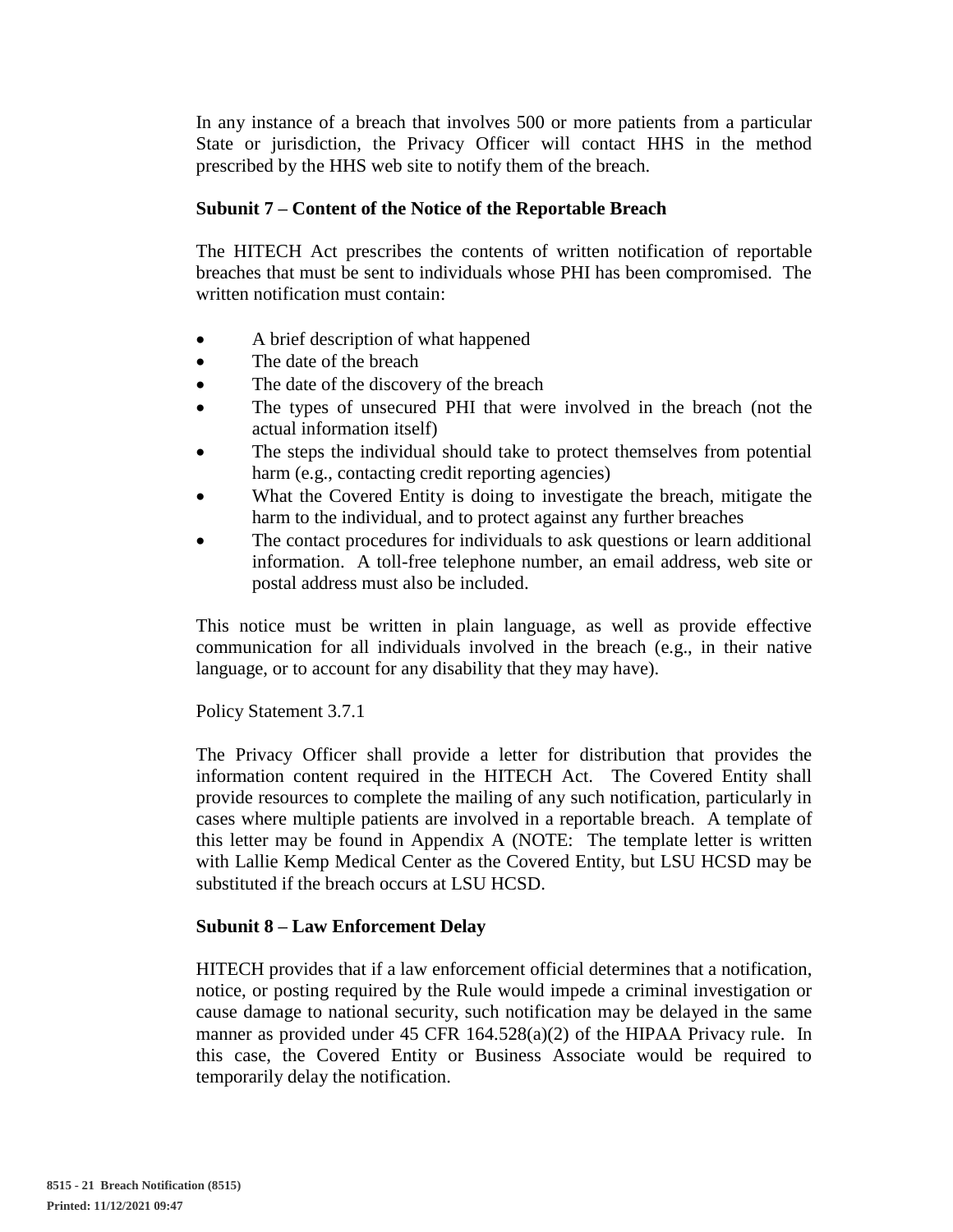In any instance of a breach that involves 500 or more patients from a particular State or jurisdiction, the Privacy Officer will contact HHS in the method prescribed by the HHS web site to notify them of the breach.

**Subunit 7 – Content of the Notice of the Reportable Breach**

The HITECH Act prescribes the contents of written notification of reportable breaches that must be sent to individuals whose PHI has been compromised. The written notification must contain:

- A brief description of what happened
- The date of the breach
- The date of the discovery of the breach
- The types of unsecured PHI that were involved in the breach (not the actual information itself)
- The steps the individual should take to protect themselves from potential harm (e.g., contacting credit reporting agencies)
- What the Covered Entity is doing to investigate the breach, mitigate the harm to the individual, and to protect against any further breaches
- The contact procedures for individuals to ask questions or learn additional information. A toll-free telephone number, an email address, web site or postal address must also be included.

This notice must be written in plain language, as well as provide effective communication for all individuals involved in the breach (e.g., in their native language, or to account for any disability that they may have).

Policy Statement 3.7.1

The Privacy Officer shall provide a letter for distribution that provides the information content required in the HITECH Act. The Covered Entity shall provide resources to complete the mailing of any such notification, particularly in cases where multiple patients are involved in a reportable breach. A template of this letter may be found in Appendix A (NOTE: The template letter is written with Lallie Kemp Medical Center as the Covered Entity, but LSU HCSD may be substituted if the breach occurs at LSU HCSD.

**Subunit 8 – Law Enforcement Delay**

HITECH provides that if a law enforcement official determines that a notification, notice, or posting required by the Rule would impede a criminal investigation or cause damage to national security, such notification may be delayed in the same manner as provided under 45 CFR 164.528(a)(2) of the HIPAA Privacy rule. In this case, the Covered Entity or Business Associate would be required to temporarily delay the notification.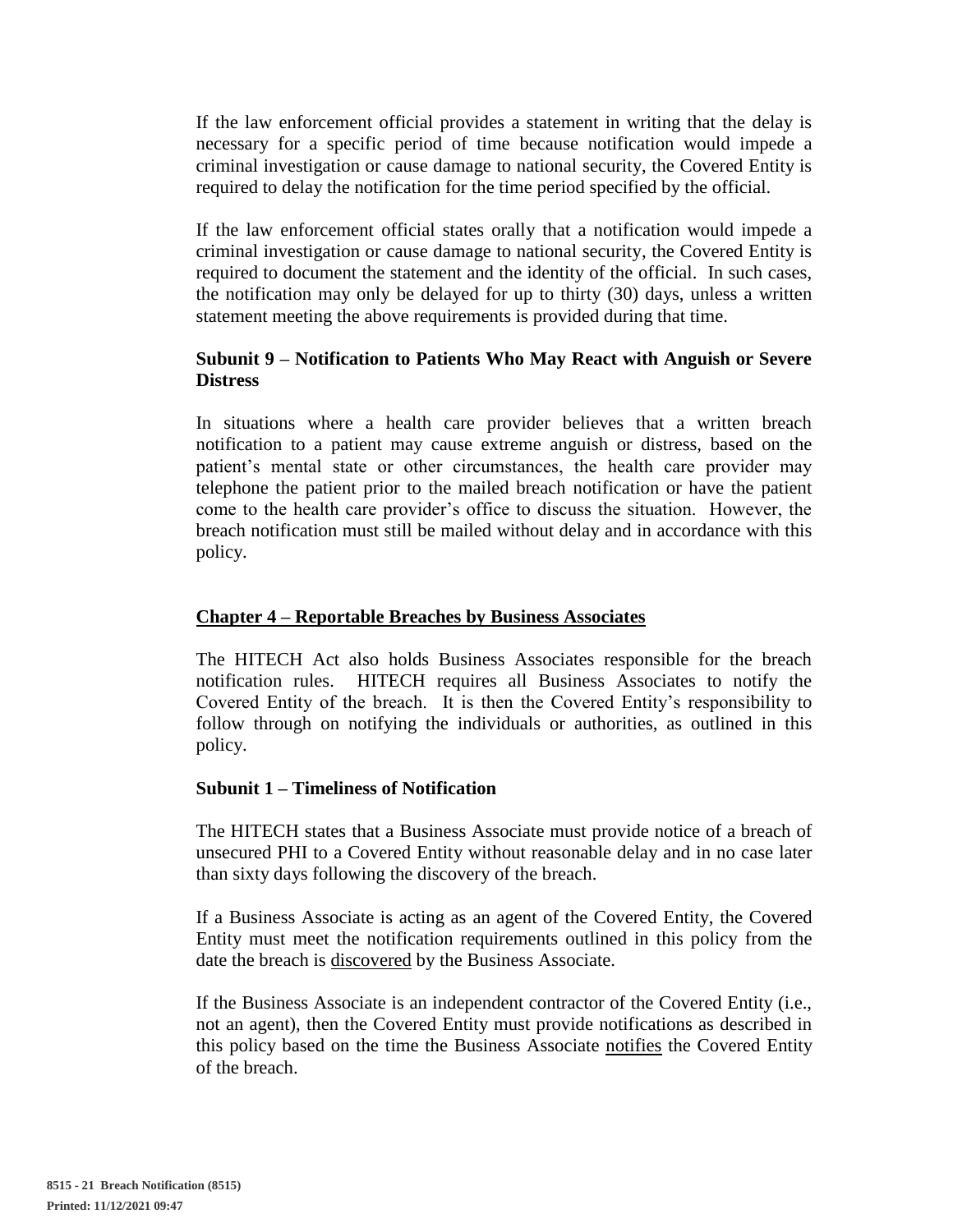If the law enforcement official provides a statement in writing that the delay is necessary for a specific period of time because notification would impede a criminal investigation or cause damage to national security, the Covered Entity is required to delay the notification for the time period specified by the official.

If the law enforcement official states orally that a notification would impede a criminal investigation or cause damage to national security, the Covered Entity is required to document the statement and the identity of the official. In such cases, the notification may only be delayed for up to thirty (30) days, unless a written statement meeting the above requirements is provided during that time.

### Subunit 9 – Notification to Patients Who May React with Anguish or Severe Distress

In situations where a health care provider believes that a written breach notification to a patient may cause extreme anguish or distress, based on the patient's mental state or other circumstances, the health care provider may telephone the patient prior to the mailed breach notification or have the patient come to the health care provider's office to discuss the situation. However, the breach notification must still be mailed without delay and in accordance with this policy.

## Chapter 4 – Reportable Breaches by Business Associates

The HITECH Act also holds Business Associates responsible for the breach notification rules. HITECH requires all Business Associates to notify the Covered Entity of the breach. It is then the Covered Entity's responsibility to follow through on notifying the individuals or authorities, as outlined in this policy.

### Subunit 1 – Timeliness of Notification

The HITECH states that a Business Associate must provide notice of a breach of unsecured PHI to a Covered Entity without reasonable delay and in no case later than sixty days following the discovery of the breach.

If a Business Associate is acting as an agent of the Covered Entity, the Covered Entity must meet the notification requirements outlined in this policy from the date the breach is discovered by the Business Associate.

If the Business Associate is an independent contractor of the Covered Entity (i.e., not an agent), then the Covered Entity must provide notifications as described in this policy based on the time the Business Associate notifies the Covered Entity of the breach.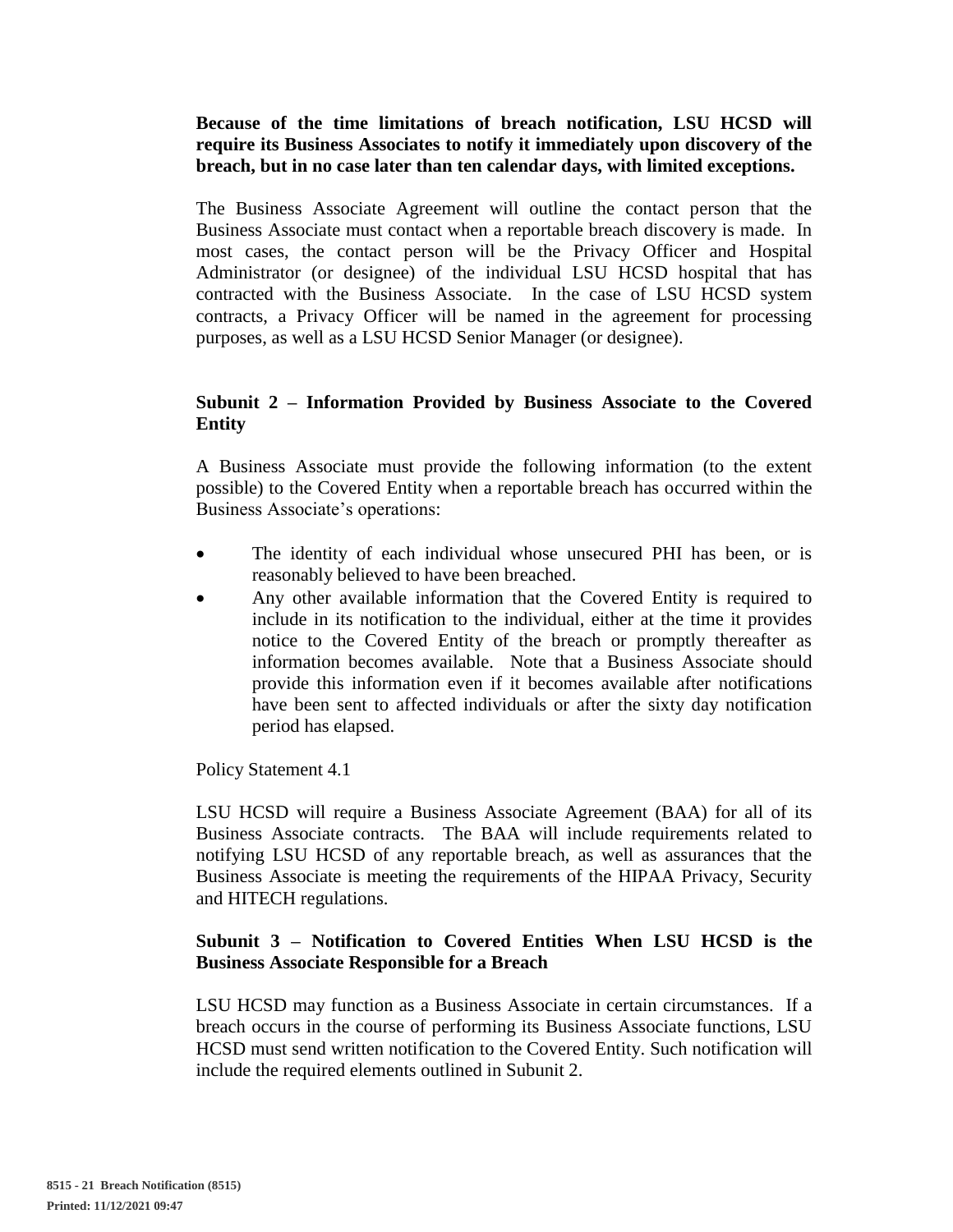**Because of the time limitations of breach notification, LSU HCSD will require its Business Associates to notify it immediately upon discovery of the breach, but in no case later than ten calendar days, with limited exceptions.**

The Business Associate Agreement will outline the contact person that the Business Associate must contact when a reportable breach discovery is made. In most cases, the contact person will be the Privacy Officer and Hospital Administrator (or designee) of the individual LSU HCSD hospital that has contracted with the Business Associate. In the case of LSU HCSD system contracts, a Privacy Officer will be named in the agreement for processing purposes, as well as a LSU HCSD Senior Manager (or designee).

### Subunit 2 – Information Provided by Business Associate to the Covered Entity

A Business Associate must provide the following information (to the extent possible) to the Covered Entity when a reportable breach has occurred within the Business Associate's operations:

- The identity of each individual whose unsecured PHI has been, or is reasonably believed to have been breached.
- Any other available information that the Covered Entity is required to include in its notification to the individual, either at the time it provides notice to the Covered Entity of the breach or promptly thereafter as information becomes available. Note that a Business Associate should provide this information even if it becomes available after notifications have been sent to affected individuals or after the sixty day notification period has elapsed.

Policy Statement 4.1

LSU HCSD will require a Business Associate Agreement (BAA) for all of its Business Associate contracts. The BAA will include requirements related to notifying LSU HCSD of any reportable breach, as well as assurances that the Business Associate is meeting the requirements of the HIPAA Privacy, Security and HITECH regulations.

### Subunit 3 – Notification to Covered Entities When LSU HCSD is the Business Associate Responsible for a Breach

LSU HCSD may function as a Business Associate in certain circumstances. If a breach occurs in the course of performing its Business Associate functions, LSU HCSD must send written notification to the Covered Entity. Such notification will include the required elements outlined in Subunit 2.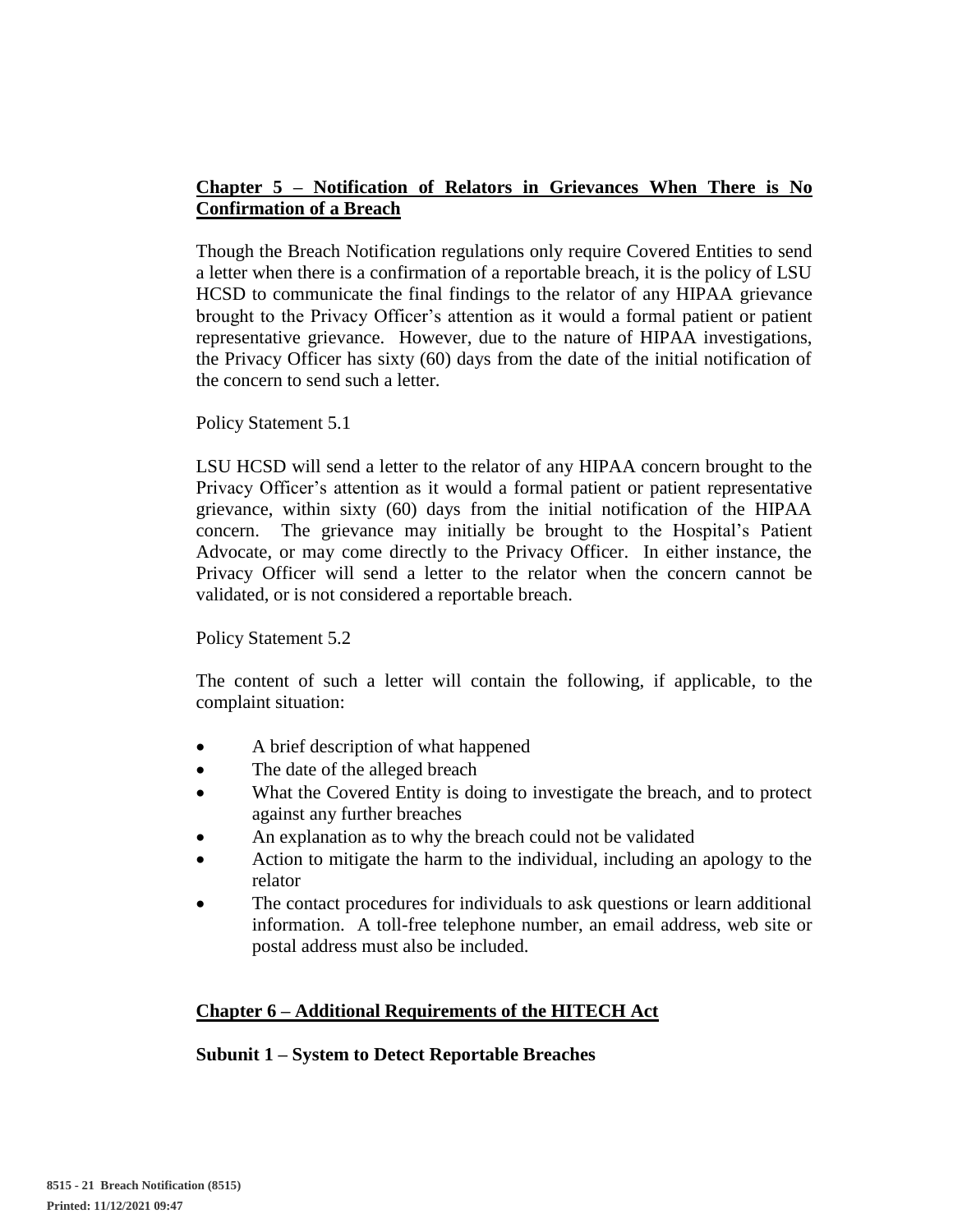## Chapter 5 – Notification of Relators in Grievances When There is No Confirmation of a Breach

Though the Breach Notification regulations only require Covered Entities to send a letter when there is a confirmation of a reportable breach, it is the policy of LSU HCSD to communicate the final findings to the relator of any HIPAA grievance brought to the Privacy Officer's attention as it would a formal patient or patient representative grievance. However, due to the nature of HIPAA investigations, the Privacy Officer has sixty (60) days from the date of the initial notification of the concern to send such a letter.

Policy Statement 5.1

LSU HCSD will send a letter to the relator of any HIPAA concern brought to the Privacy Officer's attention as it would a formal patient or patient representative grievance, within sixty (60) days from the initial notification of the HIPAA concern. The grievance may initially be brought to the Hospital's Patient Advocate, or may come directly to the Privacy Officer. In either instance, the Privacy Officer will send a letter to the relator when the concern cannot be validated, or is not considered a reportable breach.

Policy Statement 5.2

The content of such a letter will contain the following, if applicable, to the complaint situation:

- A brief description of what happened
- The date of the alleged breach
- What the Covered Entity is doing to investigate the breach, and to protect against any further breaches
- An explanation as to why the breach could not be validated
- Action to mitigate the harm to the individual, including an apology to the relator
- The contact procedures for individuals to ask questions or learn additional information. A toll-free telephone number, an email address, web site or postal address must also be included.

## Chapter 6 – Additional Requirements of the HITECH Act

### Subunit 1 – System to Detect Reportable Breaches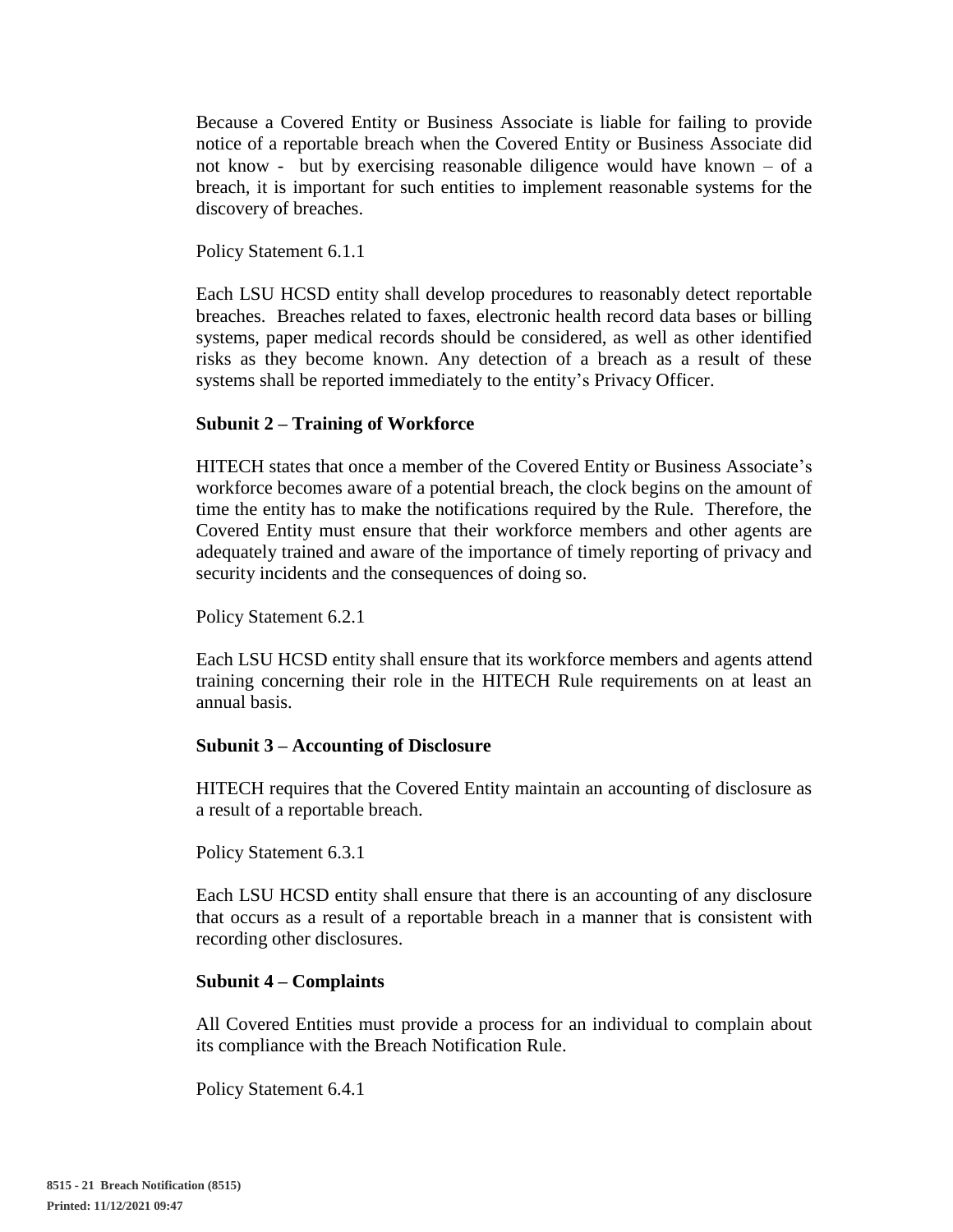Because a Covered Entity or Business Associate is liable for failing to provide notice of a reportable breach when the Covered Entity or Business Associate did not know - but by exercising reasonable diligence would have known – of a breach, it is important for such entities to implement reasonable systems for the discovery of breaches.

Policy Statement 6.1.1

Each LSU HCSD entity shall develop procedures to reasonably detect reportable breaches. Breaches related to faxes, electronic health record data bases or billing systems, paper medical records should be considered, as well as other identified risks as they become known. Any detection of a breach as a result of these systems shall be reported immediately to the entity's Privacy Officer.

**Subunit 2 – Training of Workforce**

HITECH states that once a member of the Covered Entity or Business Associate's workforce becomes aware of a potential breach, the clock begins on the amount of time the entity has to make the notifications required by the Rule. Therefore, the Covered Entity must ensure that their workforce members and other agents are adequately trained and aware of the importance of timely reporting of privacy and security incidents and the consequences of doing so.

Policy Statement 6.2.1

Each LSU HCSD entity shall ensure that its workforce members and agents attend training concerning their role in the HITECH Rule requirements on at least an annual basis.

**Subunit 3 – Accounting of Disclosure**

HITECH requires that the Covered Entity maintain an accounting of disclosure as a result of a reportable breach.

Policy Statement 6.3.1

Each LSU HCSD entity shall ensure that there is an accounting of any disclosure that occurs as a result of a reportable breach in a manner that is consistent with recording other disclosures.

**Subunit 4 – Complaints**

All Covered Entities must provide a process for an individual to complain about its compliance with the Breach Notification Rule.

Policy Statement 6.4.1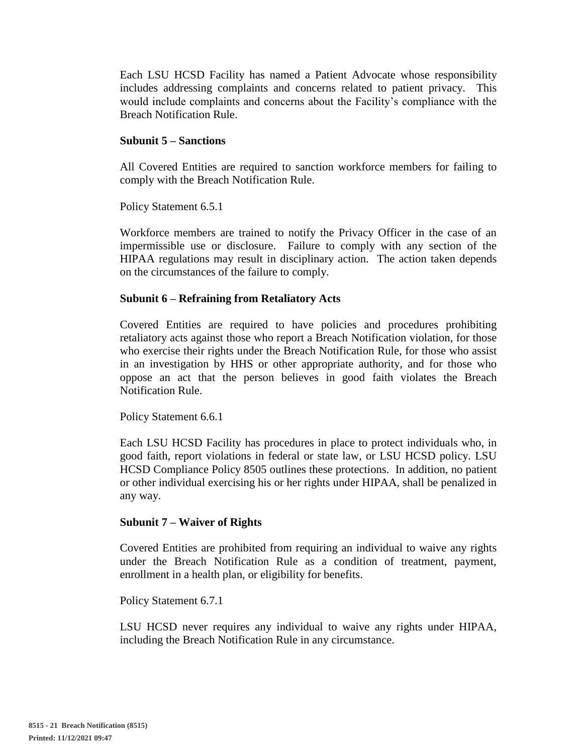Each LSU HCSD Facility has named a Patient Advocate whose responsibility includes addressing complaints and concerns related to patient privacy. This would include complaints and concerns about the Facility's compliance with the Breach Notification Rule.

**Subunit 5 – Sanctions**

All Covered Entities are required to sanction workforce members for failing to comply with the Breach Notification Rule.

Policy Statement 6.5.1

Workforce members are trained to notify the Privacy Officer in the case of an impermissible use or disclosure. Failure to comply with any section of the HIPAA regulations may result in disciplinary action. The action taken depends on the circumstances of the failure to comply.

**Subunit 6 – Refraining from Retaliatory Acts**

Covered Entities are required to have policies and procedures prohibiting retaliatory acts against those who report a Breach Notification violation, for those who exercise their rights under the Breach Notification Rule, for those who assist in an investigation by HHS or other appropriate authority, and for those who oppose an act that the person believes in good faith violates the Breach Notification Rule.

Policy Statement 6.6.1

Each LSU HCSD Facility has procedures in place to protect individuals who, in good faith, report violations in federal or state law, or LSU HCSD policy. LSU HCSD Compliance Policy 8505 outlines these protections. In addition, no patient or other individual exercising his or her rights under HIPAA, shall be penalized in any way.

**Subunit 7 – Waiver of Rights**

Covered Entities are prohibited from requiring an individual to waive any rights under the Breach Notification Rule as a condition of treatment, payment, enrollment in a health plan, or eligibility for benefits.

Policy Statement 6.7.1

LSU HCSD never requires any individual to waive any rights under HIPAA, including the Breach Notification Rule in any circumstance.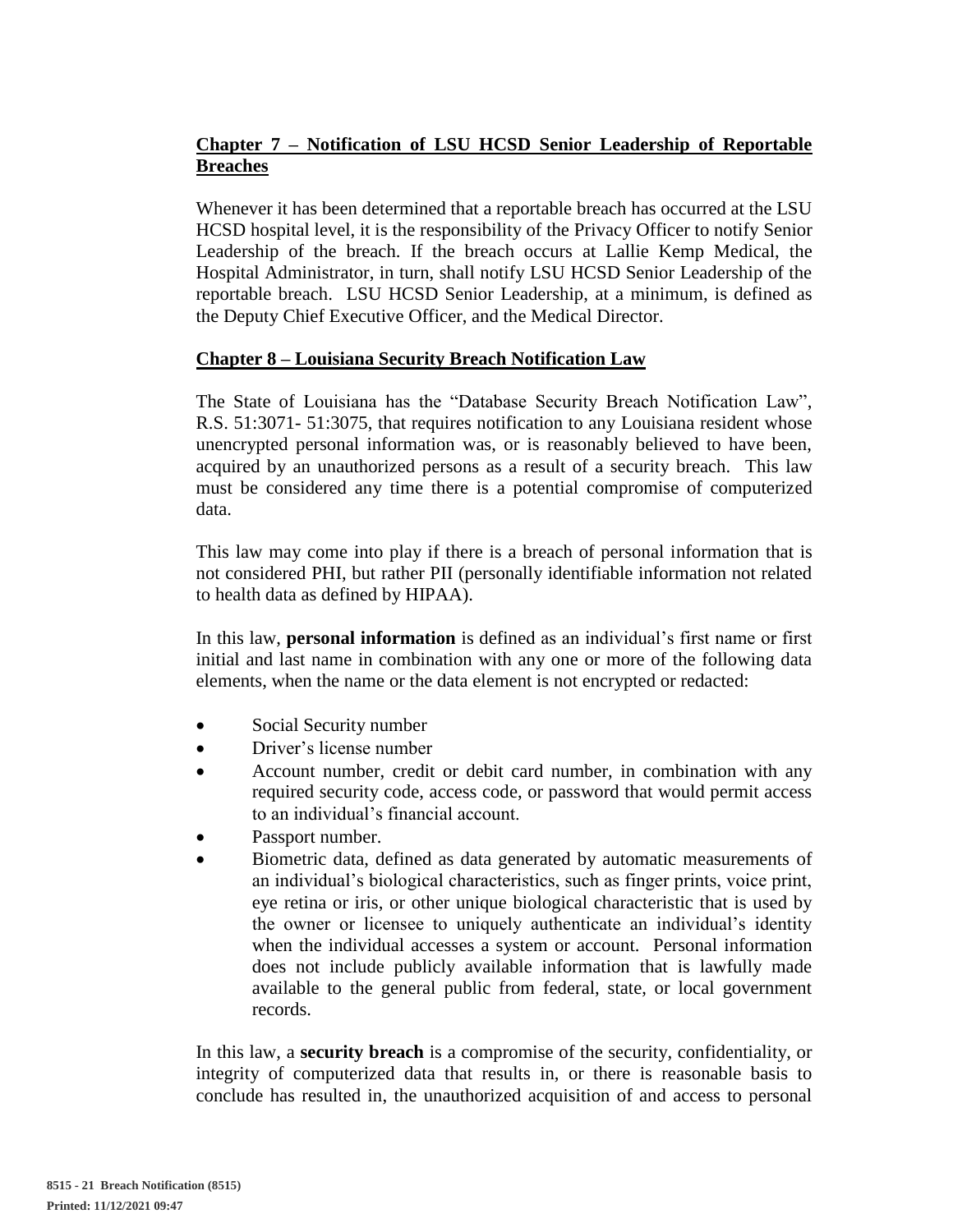## Chapter 7 – Notification of LSU HCSD Senior Leadership of Reportable Breaches

Whenever it has been determined that a reportable breach has occurred at the LSU HCSD hospital level, it is the responsibility of the Privacy Officer to notify Senior Leadership of the breach. If the breach occurs at Lallie Kemp Medical, the Hospital Administrator, in turn, shall notify LSU HCSD Senior Leadership of the reportable breach. LSU HCSD Senior Leadership, at a minimum, is defined as the Deputy Chief Executive Officer, and the Medical Director.

## Chapter 8 – Louisiana Security Breach Notification Law

The State of Louisiana has the "Database Security Breach Notification Law", R.S. 51:3071- 51:3075, that requires notification to any Louisiana resident whose unencrypted personal information was, or is reasonably believed to have been, acquired by an unauthorized persons as a result of a security breach. This law must be considered any time there is a potential compromise of computerized data.

This law may come into play if there is a breach of personal information that is not considered PHI, but rather PII (personally identifiable information not related to health data as defined by HIPAA).

In this law, **personal information** is defined as an individual's first name or first initial and last name in combination with any one or more of the following data elements, when the name or the data element is not encrypted or redacted:

- Social Security number
- Driver's license number
- Account number, credit or debit card number, in combination with any required security code, access code, or password that would permit access to an individual's financial account.
- Passport number.
- Biometric data, defined as data generated by automatic measurements of an individual's biological characteristics, such as finger prints, voice print, eye retina or iris, or other unique biological characteristic that is used by the owner or licensee to uniquely authenticate an individual's identity when the individual accesses a system or account. Personal information does not include publicly available information that is lawfully made available to the general public from federal, state, or local government records.

In this law, a **security breach** is a compromise of the security, confidentiality, or integrity of computerized data that results in, or there is reasonable basis to conclude has resulted in, the unauthorized acquisition of and access to personal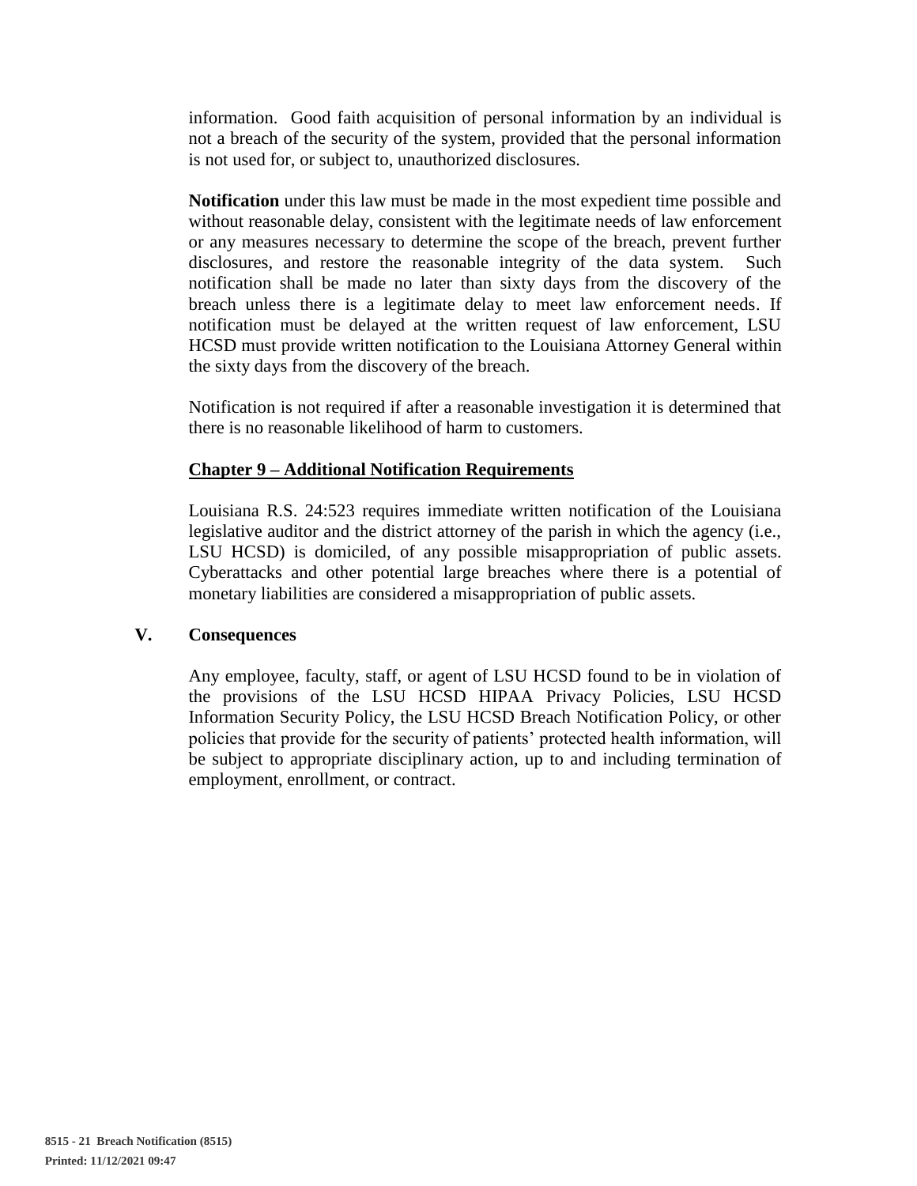information. Good faith acquisition of personal information by an individual is not a breach of the security of the system, provided that the personal information is not used for, or subject to, unauthorized disclosures.

**Notification** under this law must be made in the most expedient time possible and without reasonable delay, consistent with the legitimate needs of law enforcement or any measures necessary to determine the scope of the breach, prevent further disclosures, and restore the reasonable integrity of the data system. Such notification shall be made no later than sixty days from the discovery of the breach unless there is a legitimate delay to meet law enforcement needs. If notification must be delayed at the written request of law enforcement, LSU HCSD must provide written notification to the Louisiana Attorney General within the sixty days from the discovery of the breach.

Notification is not required if after a reasonable investigation it is determined that there is no reasonable likelihood of harm to customers.

**<u>Chapter 9 – Additional Notification Requirements</u>**

Louisiana R.S. 24:523 requires immediate written notification of the Louisiana legislative auditor and the district attorney of the parish in which the agency (i.e., LSU HCSD) is domiciled, of any possible misappropriation of public assets. Cyberattacks and other potential large breaches where there is a potential of monetary liabilities are considered a misappropriation of public assets.

## V. Consequences

Any employee, faculty, staff, or agent of LSU HCSD found to be in violation of the provisions of the LSU HCSD HIPAA Privacy Policies, LSU HCSD Information Security Policy, the LSU HCSD Breach Notification Policy, or other policies that provide for the security of patients' protected health information, will be subject to appropriate disciplinary action, up to and including termination of employment, enrollment, or contract.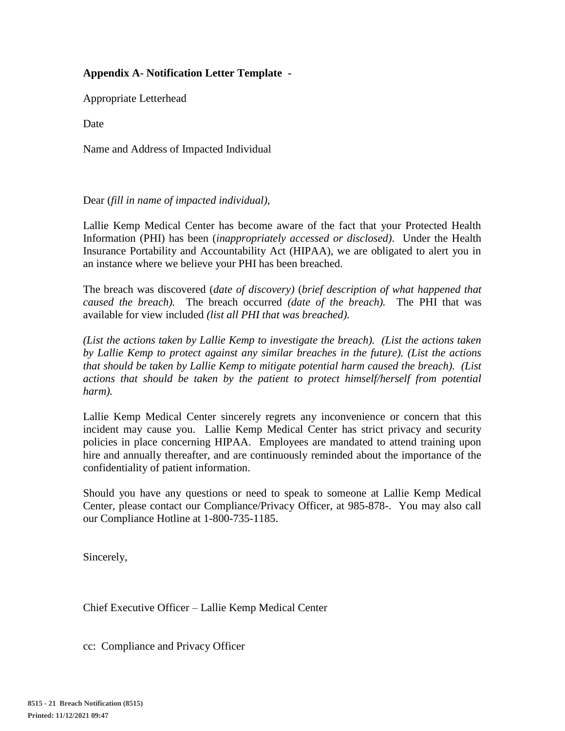**Appendix A- Notification Letter Template -**

Appropriate Letterhead

Date

Name and Address of Impacted Individual

Dear (*fill in name of impacted individual),*

Lallie Kemp Medical Center has become aware of the fact that your Protected Health Information (PHI) has been (*inappropriately accessed or disclosed)*. Under the Health Insurance Portability and Accountability Act (HIPAA), we are obligated to alert you in an instance where we believe your PHI has been breached.

The breach was discovered (*date of discovery)* (*brief description of what happened that caused the breach).* The breach occurred *(date of the breach).* The PHI that was available for view included *(list all PHI that was breached).*

*(List the actions taken by Lallie Kemp to investigate the breach). (List the actions taken by Lallie Kemp to protect against any similar breaches in the future). (List the actions that should be taken by Lallie Kemp to mitigate potential harm caused the breach). (List actions that should be taken by the patient to protect himself/herself from potential harm).*

Lallie Kemp Medical Center sincerely regrets any inconvenience or concern that this incident may cause you. Lallie Kemp Medical Center has strict privacy and security policies in place concerning HIPAA. Employees are mandated to attend training upon hire and annually thereafter, and are continuously reminded about the importance of the confidentiality of patient information.

Should you have any questions or need to speak to someone at Lallie Kemp Medical Center, please contact our Compliance/Privacy Officer, at 985-878-. You may also call our Compliance Hotline at 1-800-735-1185.

Sincerely,

Chief Executive Officer – Lallie Kemp Medical Center

cc: Compliance and Privacy Officer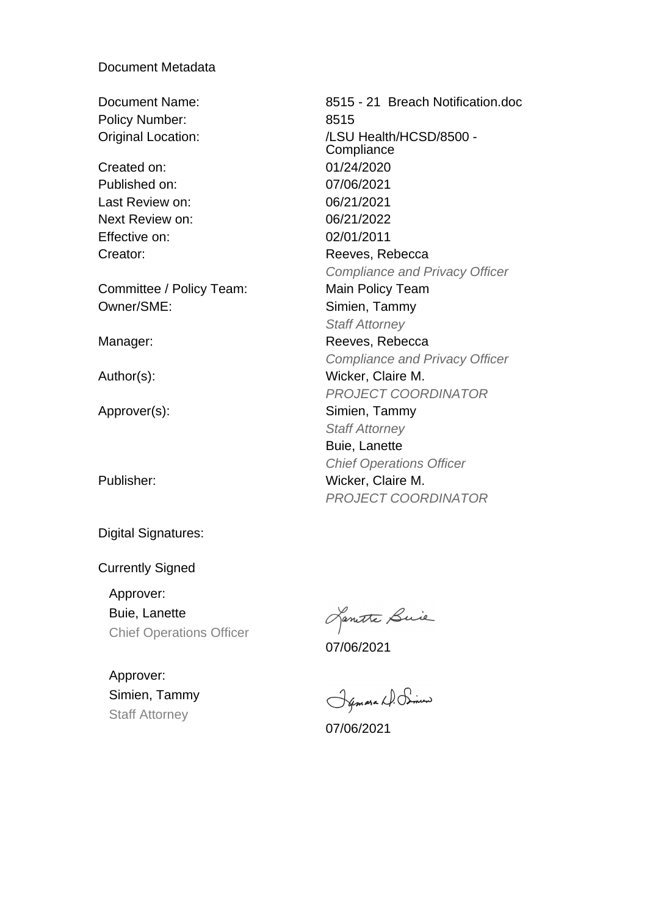Document Metadata

| | |
|---|---|
| Document Name: | 8515 - 21 Breach Notification.doc |
| Policy Number: | 8515 |
| Original Location: | /LSU Health/HCSD/8500 - Compliance |
| Created on: | 01/24/2020 |
| Published on: | 07/06/2021 |
| Last Review on: | 06/21/2021 |
| Next Review on: | 06/21/2022 |
| Effective on: | 02/01/2011 |
| Creator: | Reeves, Rebecca<br>*Compliance and Privacy Officer* |
| Committee / Policy Team: | Main Policy Team |
| Owner/SME: | Simien, Tammy<br>*Staff Attorney* |
| Manager: | Reeves, Rebecca<br>*Compliance and Privacy Officer* |
| Author(s): | Wicker, Claire M.<br>*PROJECT COORDINATOR* |
| Approver(s): | Simien, Tammy<br>*Staff Attorney*<br>Buie, Lanette<br>*Chief Operations Officer* |
| Publisher: | Wicker, Claire M.<br>*PROJECT COORDINATOR* |

Digital Signatures:

Currently Signed

Approver:
Buie, Lanette
Chief Operations Officer

Lanette Buie
07/06/2021

Approver:
Simien, Tammy
Staff Attorney

Tamara D. Simien
07/06/2021